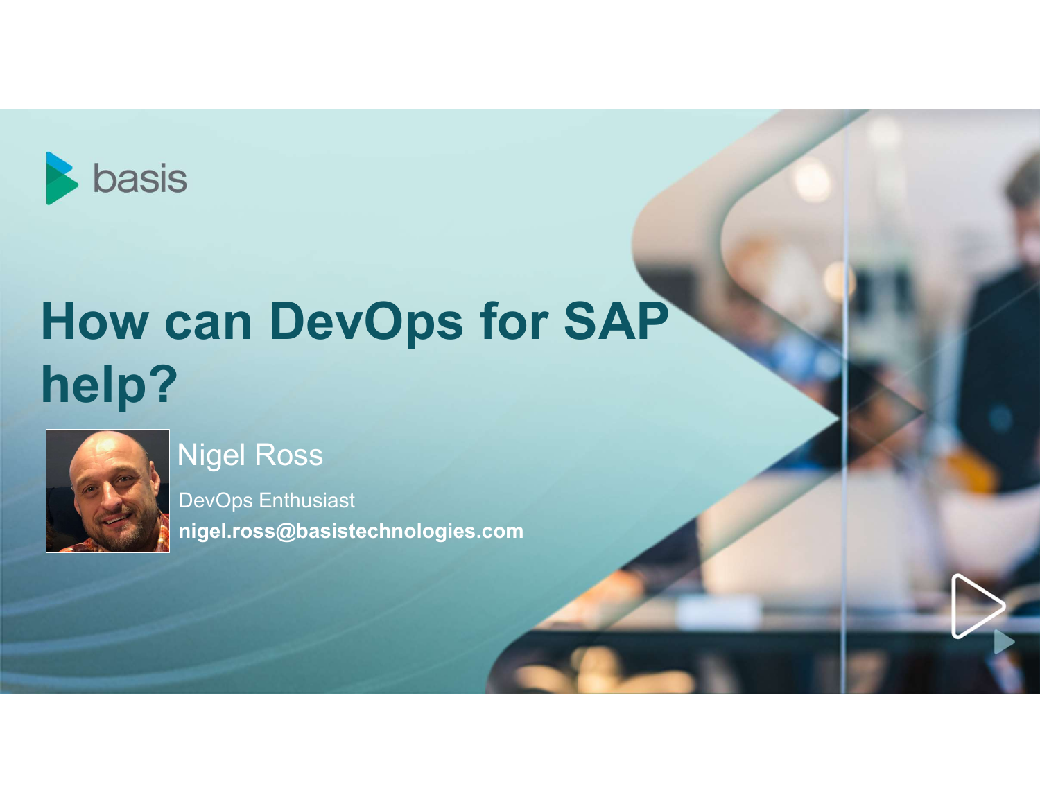basis

# How can DevOps for SAP help?

Nigel Ross

DevOps Enthusiast

**nigel.ross@basistechnologies.com**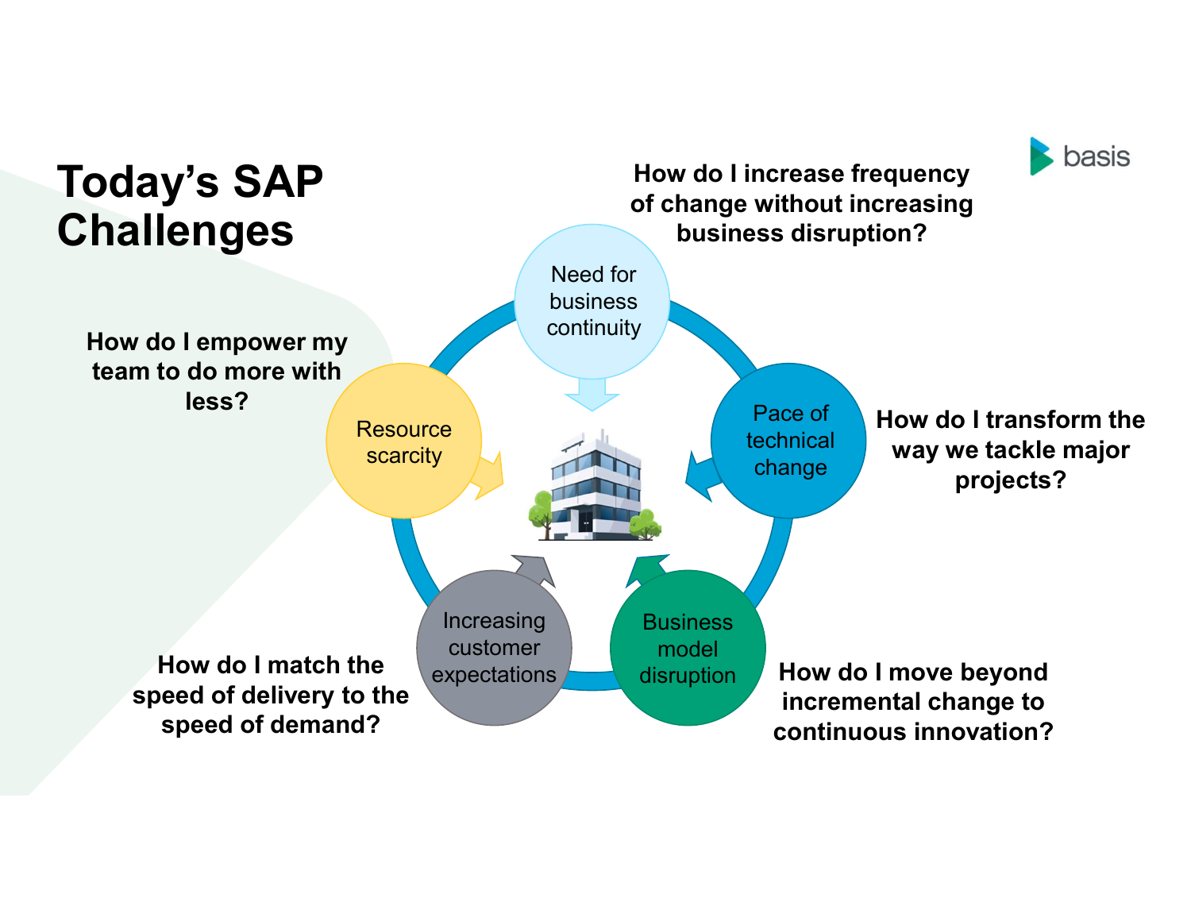# Today's SAP Challenges

**How do I increase frequency of change without increasing business disruption?**

Need for business continuity

**How do I transform the way we tackle major projects?**

Pace of technical change

**How do I move beyond incremental change to continuous innovation?**

Business model disruption

**How do I match the speed of delivery to the speed of demand?**

Increasing customer expectations

**How do I empower my team to do more with less?**

Resource scarcity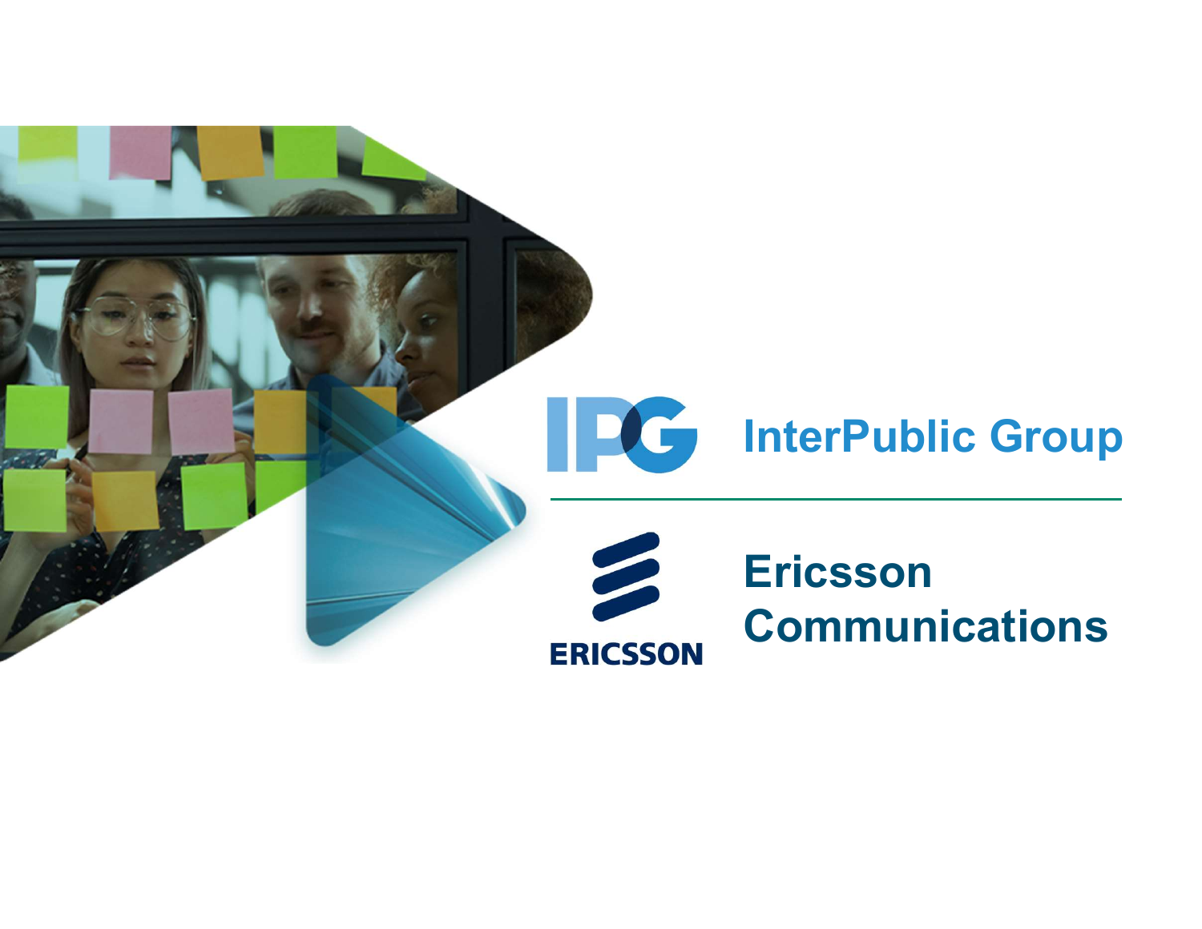IPG InterPublic Group

ERICSSON Ericsson Communications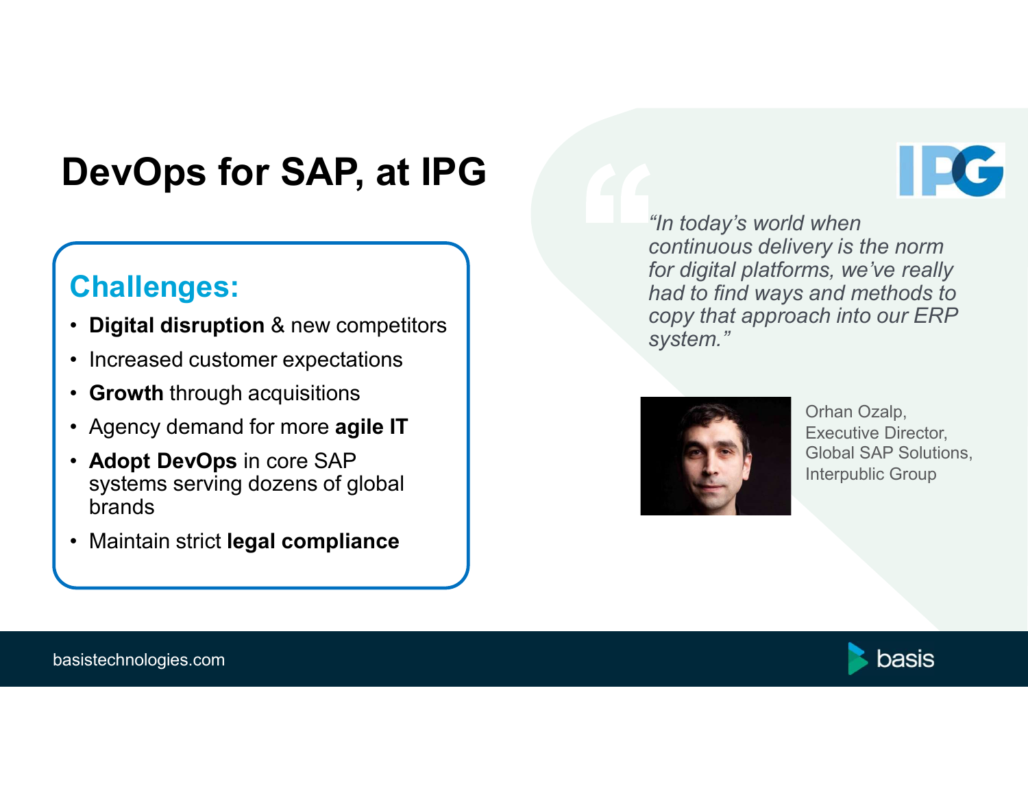# DevOps for SAP, at IPG

## Challenges:

- **Digital disruption** & new competitors
- Increased customer expectations
- **Growth** through acquisitions
- Agency demand for more **agile IT**
- **Adopt DevOps** in core SAP systems serving dozens of global brands
- Maintain strict **legal compliance**

*"In today's world when continuous delivery is the norm for digital platforms, we've really had to find ways and methods to copy that approach into our ERP system."*

Orhan Ozalp,
Executive Director,
Global SAP Solutions,
Interpublic Group

basistechnologies.com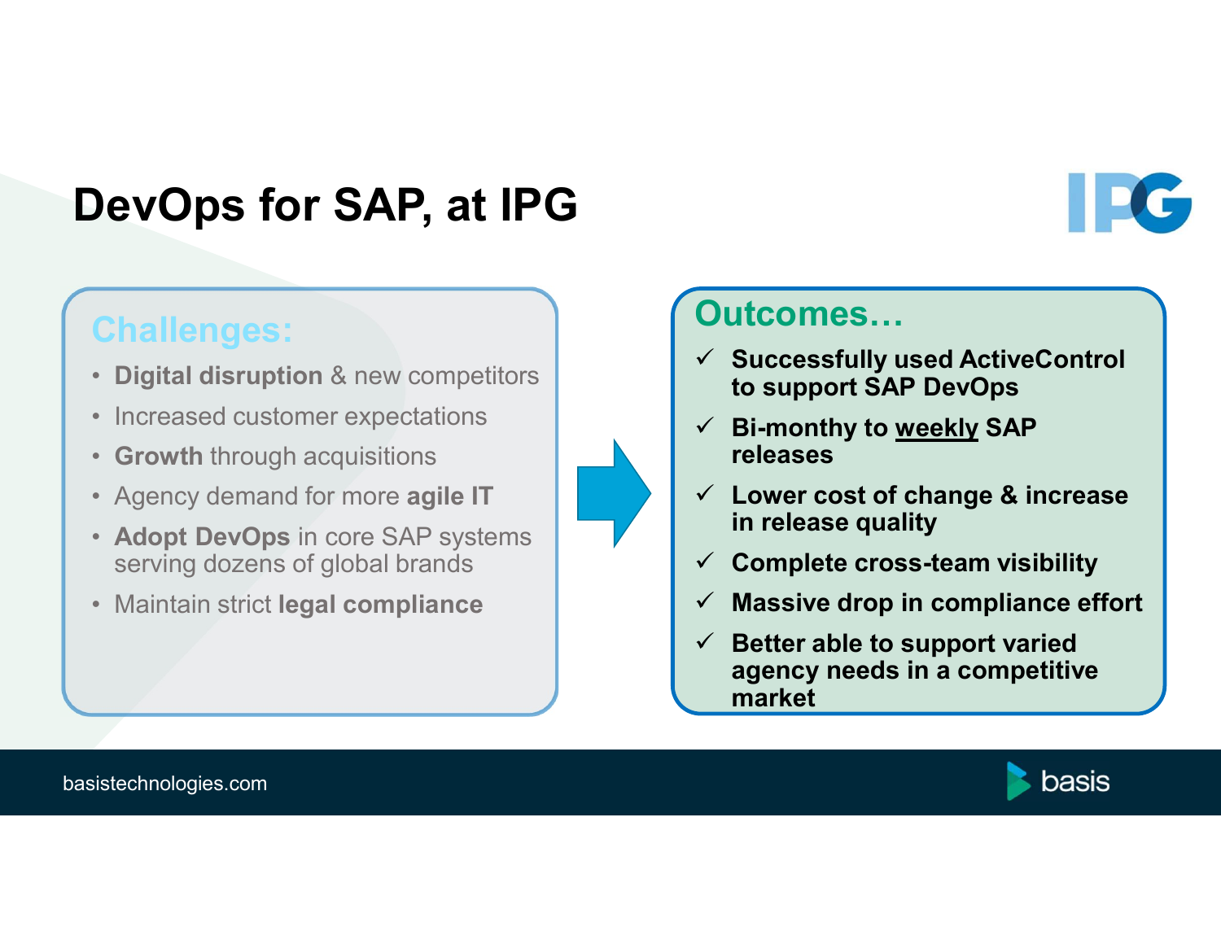# DevOps for SAP, at IPG

## Challenges:

- **Digital disruption** & new competitors
- Increased customer expectations
- **Growth** through acquisitions
- Agency demand for more **agile IT**
- **Adopt DevOps** in core SAP systems serving dozens of global brands
- Maintain strict **legal compliance**

## Outcomes…

- ✓ **Successfully used ActiveControl to support SAP DevOps**
- ✓ **Bi-monthy to weekly SAP releases**
- ✓ **Lower cost of change & increase in release quality**
- ✓ **Complete cross-team visibility**
- ✓ **Massive drop in compliance effort**
- ✓ **Better able to support varied agency needs in a competitive market**

basistechnologies.com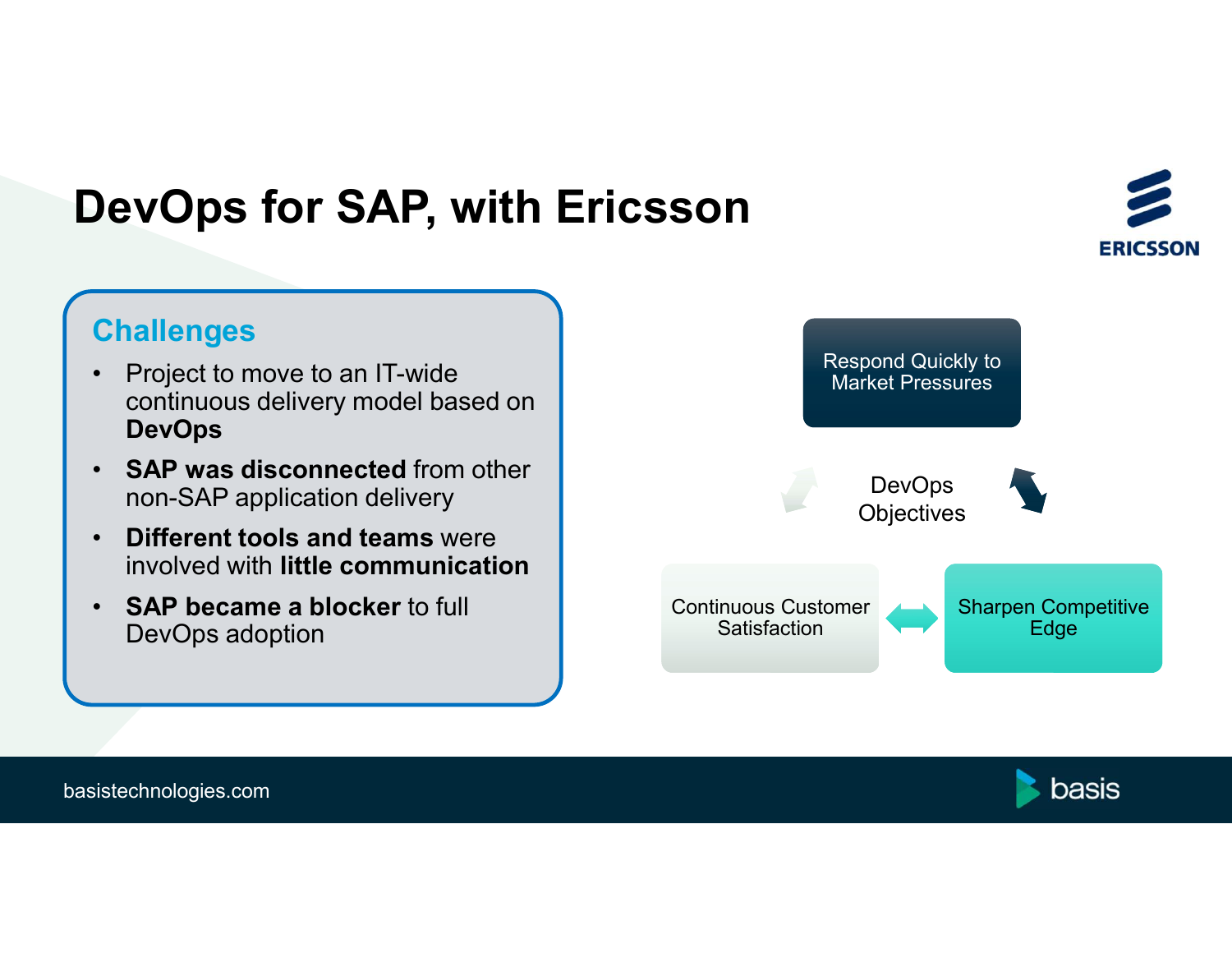# DevOps for SAP, with Ericsson

## Challenges

- Project to move to an IT-wide continuous delivery model based on **DevOps**
- **SAP was disconnected** from other non-SAP application delivery
- **Different tools and teams** were involved with **little communication**
- **SAP became a blocker** to full DevOps adoption

Respond Quickly to Market Pressures

DevOps Objectives

Continuous Customer Satisfaction

Sharpen Competitive Edge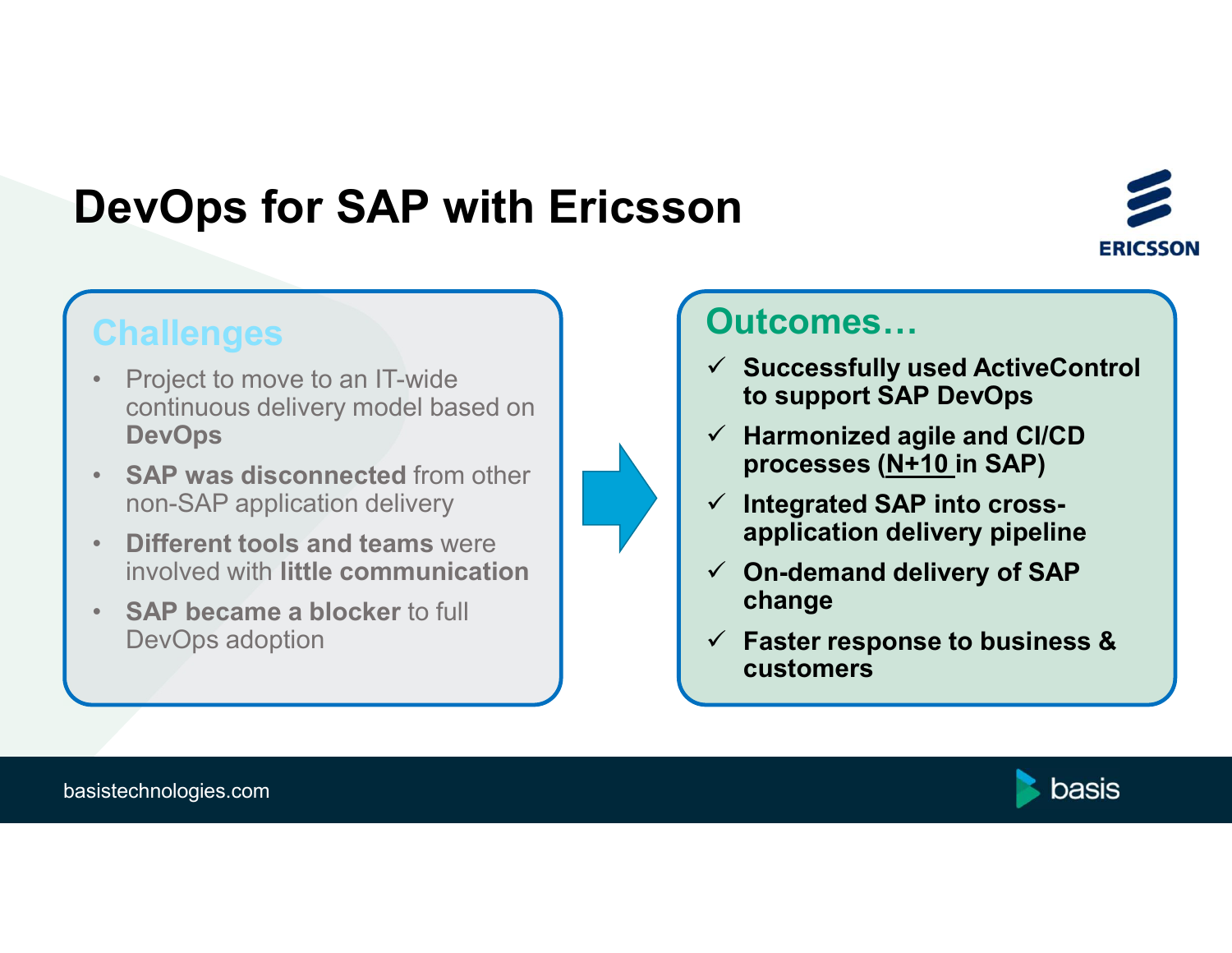# DevOps for SAP with Ericsson

## Challenges

- Project to move to an IT-wide continuous delivery model based on **DevOps**
- **SAP was disconnected** from other non-SAP application delivery
- **Different tools and teams** were involved with **little communication**
- **SAP became a blocker** to full DevOps adoption

## Outcomes…

- ✓ **Successfully used ActiveControl to support SAP DevOps**
- ✓ **Harmonized agile and CI/CD processes (N+10 in SAP)**
- ✓ **Integrated SAP into cross-application delivery pipeline**
- ✓ **On-demand delivery of SAP change**
- ✓ **Faster response to business & customers**

basistechnologies.com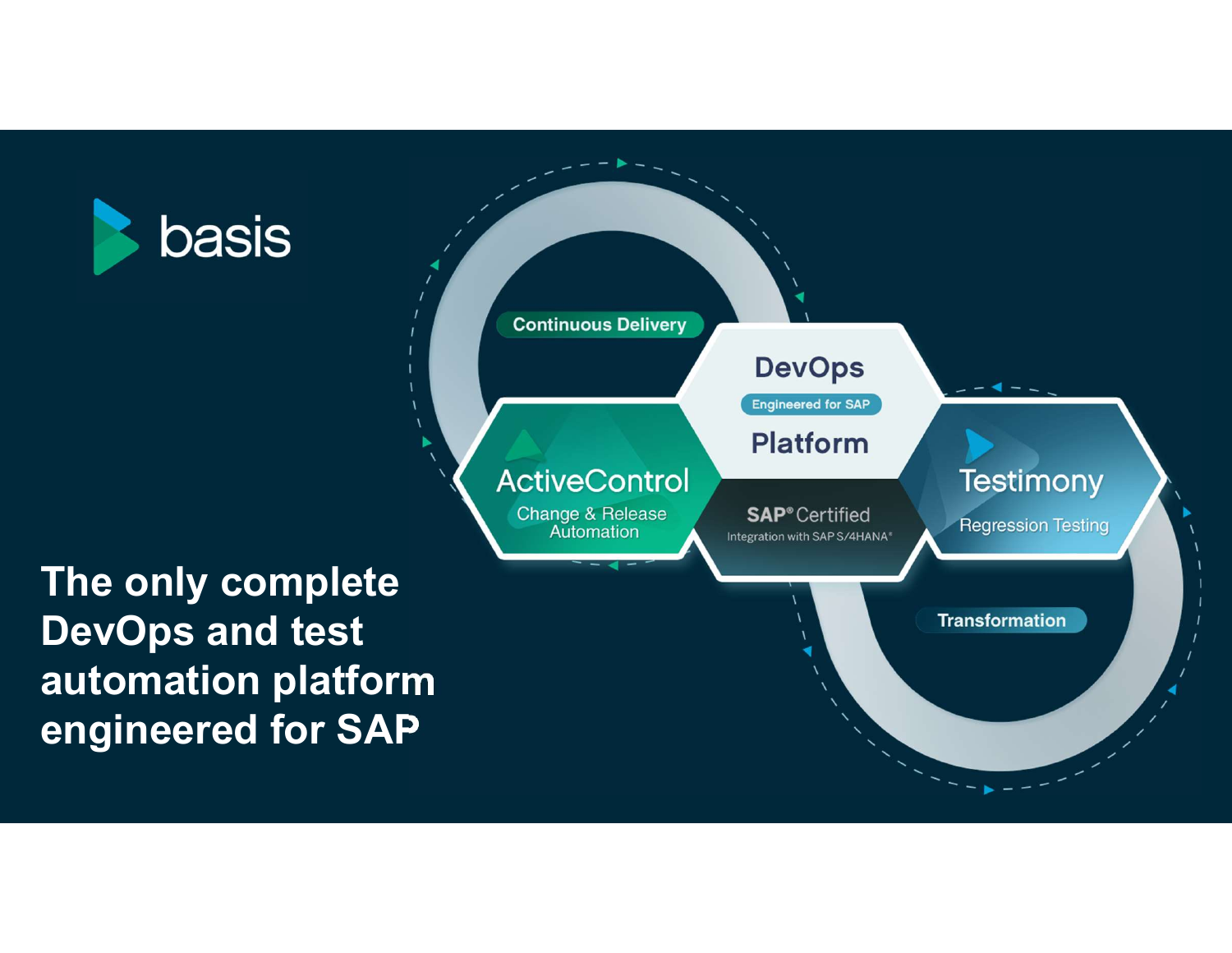basis

# The only complete DevOps and test automation platform engineered for SAP

Continuous Delivery

DevOps

Engineered for SAP

Platform

ActiveControl

Change & Release Automation

SAP® Certified

Integration with SAP S/4HANA®

Testimony

Regression Testing

Transformation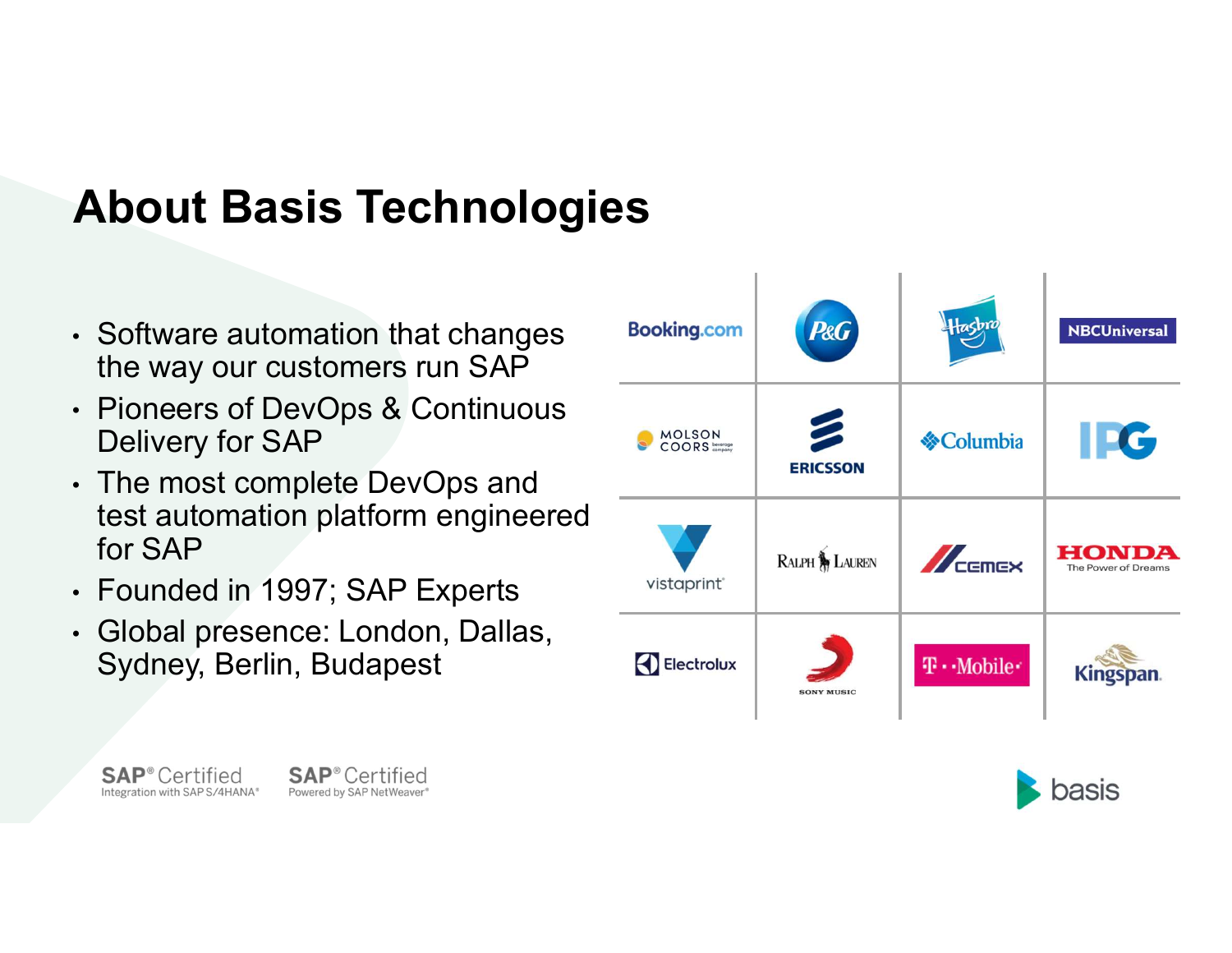# About Basis Technologies

- Software automation that changes the way our customers run SAP
- Pioneers of DevOps & Continuous Delivery for SAP
- The most complete DevOps and test automation platform engineered for SAP
- Founded in 1997; SAP Experts
- Global presence: London, Dallas, Sydney, Berlin, Budapest

| | | | |
|---|---|---|---|
| Booking.com | P&G | Hasbro | NBCUniversal |
| Molson Coors | Ericsson | Columbia | IPG |
| vistaprint | Ralph Lauren | Cemex | Honda The Power of Dreams |
| Electrolux | Sony Music | T-Mobile | Kingspan |

SAP® Certified Integration with SAP S/4HANA®

SAP® Certified Powered by SAP NetWeaver®

basis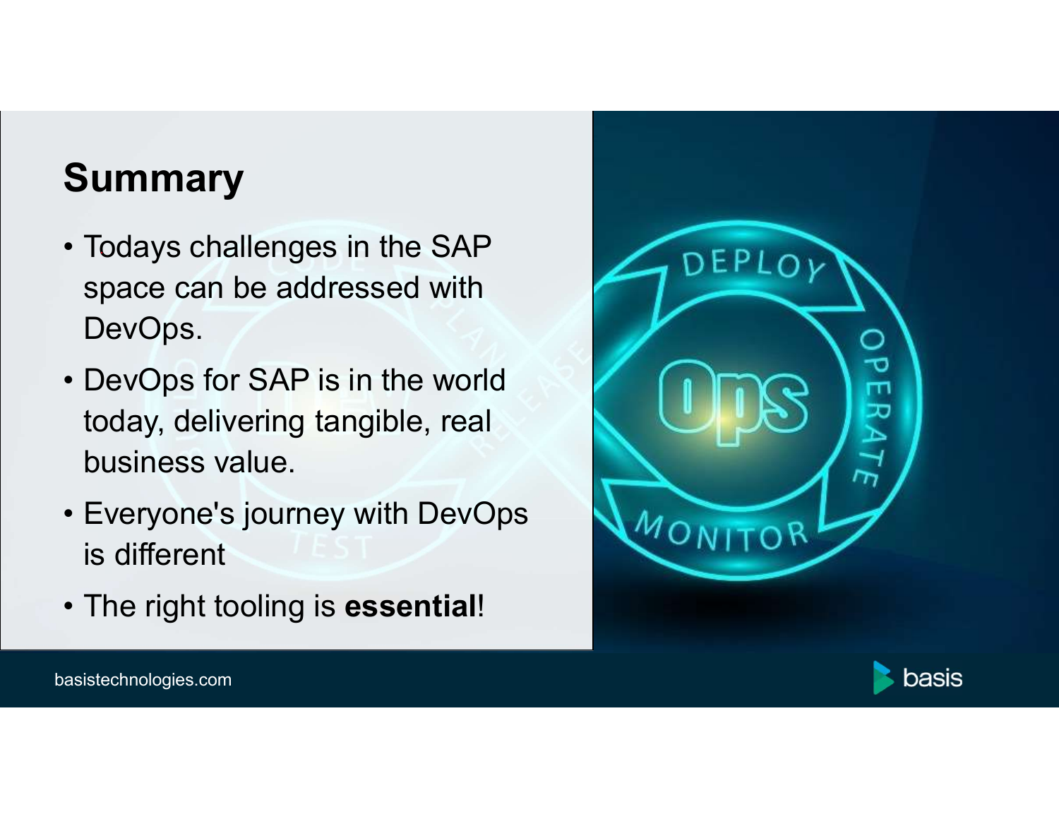# Summary

- Todays challenges in the SAP space can be addressed with DevOps.
- DevOps for SAP is in the world today, delivering tangible, real business value.
- Everyone's journey with DevOps is different
- The right tooling is **essential**!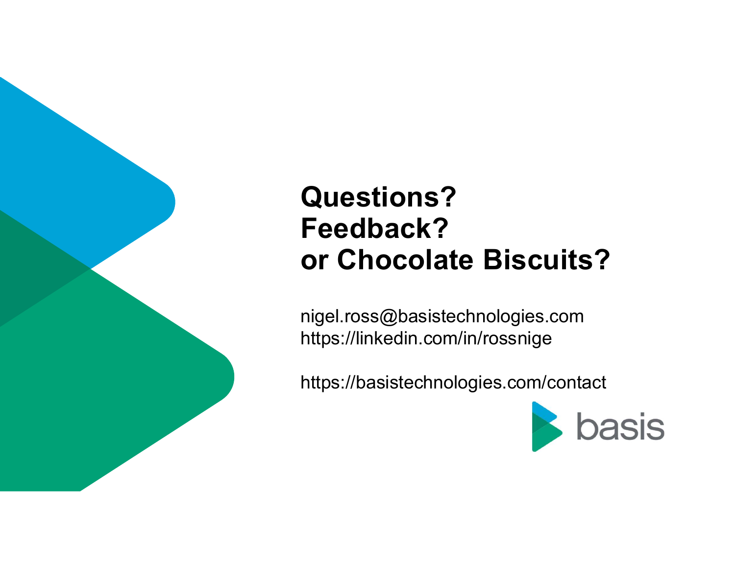**Questions?**
**Feedback?**
**or Chocolate Biscuits?**

nigel.ross@basistechnologies.com
https://linkedin.com/in/rossnige

https://basistechnologies.com/contact

basis